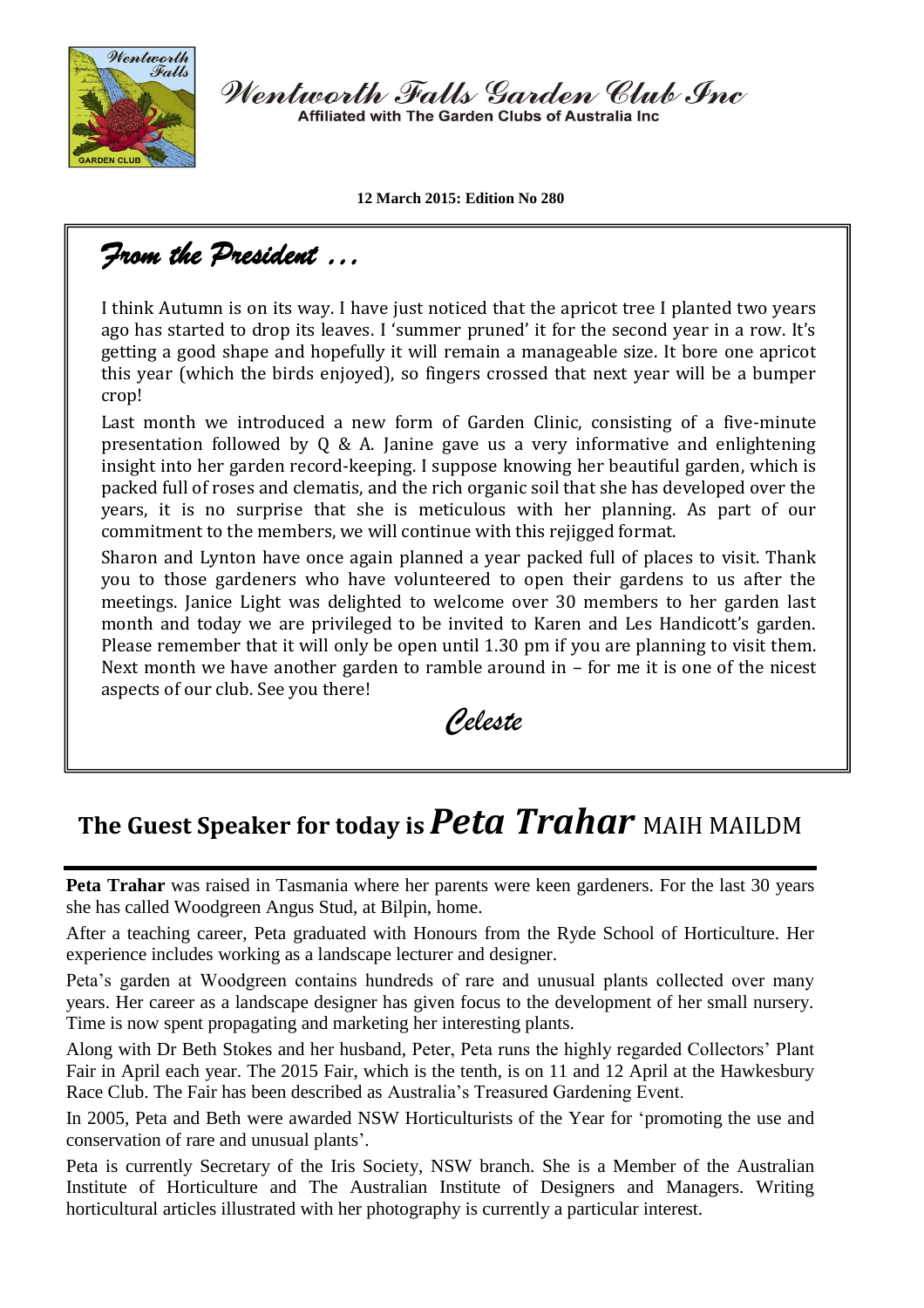# Wentworth Falls Garden Club Inc

Affiliated with The Garden Clubs of Australia Inc

**12 March 2015: Edition No 280**

## *From the President …*

I think Autumn is on its way. I have just noticed that the apricot tree I planted two years ago has started to drop its leaves. I 'summer pruned' it for the second year in a row. It's getting a good shape and hopefully it will remain a manageable size. It bore one apricot this year (which the birds enjoyed), so fingers crossed that next year will be a bumper crop!

Last month we introduced a new form of Garden Clinic, consisting of a five-minute presentation followed by Q & A. Janine gave us a very informative and enlightening insight into her garden record-keeping. I suppose knowing her beautiful garden, which is packed full of roses and clematis, and the rich organic soil that she has developed over the years, it is no surprise that she is meticulous with her planning. As part of our commitment to the members, we will continue with this rejigged format.

Sharon and Lynton have once again planned a year packed full of places to visit. Thank you to those gardeners who have volunteered to open their gardens to us after the meetings. Janice Light was delighted to welcome over 30 members to her garden last month and today we are privileged to be invited to Karen and Les Handicott's garden. Please remember that it will only be open until 1.30 pm if you are planning to visit them. Next month we have another garden to ramble around in – for me it is one of the nicest aspects of our club. See you there!

*Celeste*

## The Guest Speaker for today is *Peta Trahar* MAIH MAILDM

**Peta Trahar** was raised in Tasmania where her parents were keen gardeners. For the last 30 years she has called Woodgreen Angus Stud, at Bilpin, home.

After a teaching career, Peta graduated with Honours from the Ryde School of Horticulture. Her experience includes working as a landscape lecturer and designer.

Peta's garden at Woodgreen contains hundreds of rare and unusual plants collected over many years. Her career as a landscape designer has given focus to the development of her small nursery. Time is now spent propagating and marketing her interesting plants.

Along with Dr Beth Stokes and her husband, Peter, Peta runs the highly regarded Collectors' Plant Fair in April each year. The 2015 Fair, which is the tenth, is on 11 and 12 April at the Hawkesbury Race Club. The Fair has been described as Australia's Treasured Gardening Event.

In 2005, Peta and Beth were awarded NSW Horticulturists of the Year for 'promoting the use and conservation of rare and unusual plants'.

Peta is currently Secretary of the Iris Society, NSW branch. She is a Member of the Australian Institute of Horticulture and The Australian Institute of Designers and Managers. Writing horticultural articles illustrated with her photography is currently a particular interest.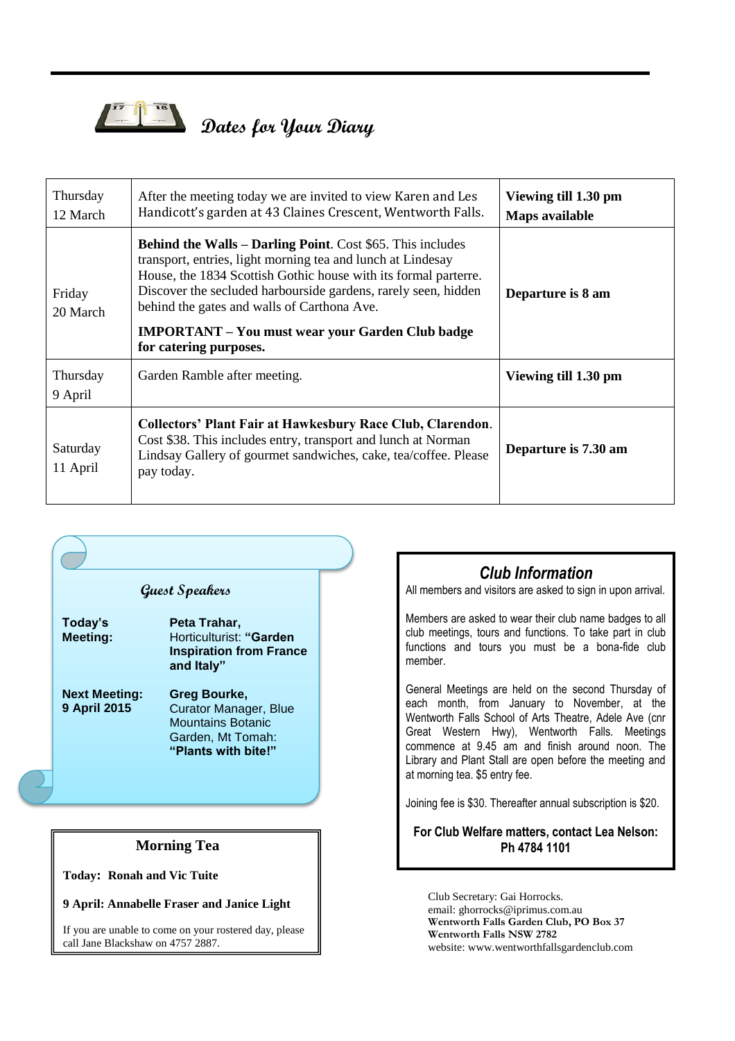## Dates for Your Diary

| | | |
|---|---|---|
| Thursday 12 March | After the meeting today we are invited to view Karen and Les Handicott's garden at 43 Claines Crescent, Wentworth Falls. | **Viewing till 1.30 pm Maps available** |
| Friday 20 March | **Behind the Walls – Darling Point**. Cost $65. This includes transport, entries, light morning tea and lunch at Lindesay House, the 1834 Scottish Gothic house with its formal parterre. Discover the secluded harbourside gardens, rarely seen, hidden behind the gates and walls of Carthona Ave. **IMPORTANT – You must wear your Garden Club badge for catering purposes.** | **Departure is 8 am** |
| Thursday 9 April | Garden Ramble after meeting. | **Viewing till 1.30 pm** |
| Saturday 11 April | **Collectors' Plant Fair at Hawkesbury Race Club, Clarendon**. Cost $38. This includes entry, transport and lunch at Norman Lindsay Gallery of gourmet sandwiches, cake, tea/coffee. Please pay today. | **Departure is 7.30 am** |

### Guest Speakers

**Today's Meeting:** **Peta Trahar,** Horticulturist: **"Garden Inspiration from France and Italy"**

**Next Meeting: 9 April 2015** **Greg Bourke,** Curator Manager, Blue Mountains Botanic Garden, Mt Tomah: **"Plants with bite!"**

### Morning Tea

**Today: Ronah and Vic Tuite**

**9 April: Annabelle Fraser and Janice Light**

If you are unable to come on your rostered day, please call Jane Blackshaw on 4757 2887.

### Club Information

All members and visitors are asked to sign in upon arrival.

Members are asked to wear their club name badges to all club meetings, tours and functions. To take part in club functions and tours you must be a bona-fide club member.

General Meetings are held on the second Thursday of each month, from January to November, at the Wentworth Falls School of Arts Theatre, Adele Ave (cnr Great Western Hwy), Wentworth Falls. Meetings commence at 9.45 am and finish around noon. The Library and Plant Stall are open before the meeting and at morning tea. $5 entry fee.

Joining fee is $30. Thereafter annual subscription is $20.

**For Club Welfare matters, contact Lea Nelson: Ph 4784 1101**

Club Secretary: Gai Horrocks.
email: ghorrocks@iprimus.com.au
**Wentworth Falls Garden Club, PO Box 37**
**Wentworth Falls NSW 2782**
website: www.wentworthfallsgardenclub.com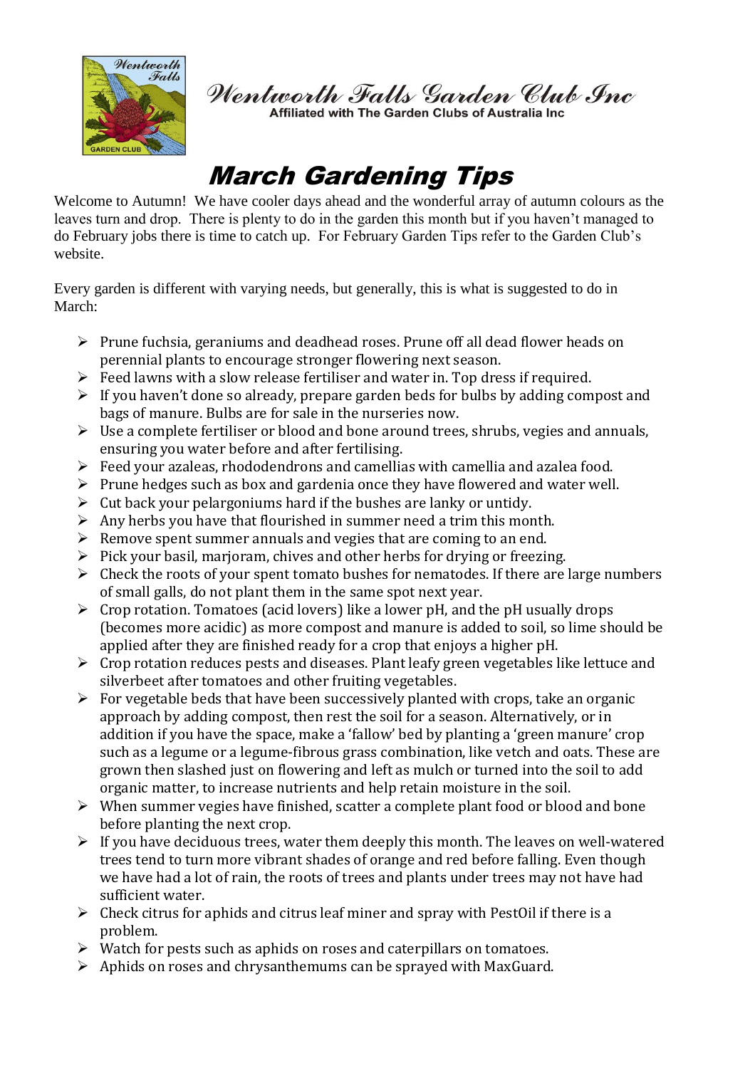**Wentworth Falls Garden Club Inc**
Affiliated with The Garden Clubs of Australia Inc

# March Gardening Tips

Welcome to Autumn! We have cooler days ahead and the wonderful array of autumn colours as the leaves turn and drop. There is plenty to do in the garden this month but if you haven't managed to do February jobs there is time to catch up. For February Garden Tips refer to the Garden Club's website.

Every garden is different with varying needs, but generally, this is what is suggested to do in March:

- Prune fuchsia, geraniums and deadhead roses. Prune off all dead flower heads on perennial plants to encourage stronger flowering next season.
- Feed lawns with a slow release fertiliser and water in. Top dress if required.
- If you haven't done so already, prepare garden beds for bulbs by adding compost and bags of manure. Bulbs are for sale in the nurseries now.
- Use a complete fertiliser or blood and bone around trees, shrubs, vegies and annuals, ensuring you water before and after fertilising.
- Feed your azaleas, rhododendrons and camellias with camellia and azalea food.
- Prune hedges such as box and gardenia once they have flowered and water well.
- Cut back your pelargoniums hard if the bushes are lanky or untidy.
- Any herbs you have that flourished in summer need a trim this month.
- Remove spent summer annuals and vegies that are coming to an end.
- Pick your basil, marjoram, chives and other herbs for drying or freezing.
- Check the roots of your spent tomato bushes for nematodes. If there are large numbers of small galls, do not plant them in the same spot next year.
- Crop rotation. Tomatoes (acid lovers) like a lower pH, and the pH usually drops (becomes more acidic) as more compost and manure is added to soil, so lime should be applied after they are finished ready for a crop that enjoys a higher pH.
- Crop rotation reduces pests and diseases. Plant leafy green vegetables like lettuce and silverbeet after tomatoes and other fruiting vegetables.
- For vegetable beds that have been successively planted with crops, take an organic approach by adding compost, then rest the soil for a season. Alternatively, or in addition if you have the space, make a 'fallow' bed by planting a 'green manure' crop such as a legume or a legume-fibrous grass combination, like vetch and oats. These are grown then slashed just on flowering and left as mulch or turned into the soil to add organic matter, to increase nutrients and help retain moisture in the soil.
- When summer vegies have finished, scatter a complete plant food or blood and bone before planting the next crop.
- If you have deciduous trees, water them deeply this month. The leaves on well-watered trees tend to turn more vibrant shades of orange and red before falling. Even though we have had a lot of rain, the roots of trees and plants under trees may not have had sufficient water.
- Check citrus for aphids and citrus leaf miner and spray with PestOil if there is a problem.
- Watch for pests such as aphids on roses and caterpillars on tomatoes.
- Aphids on roses and chrysanthemums can be sprayed with MaxGuard.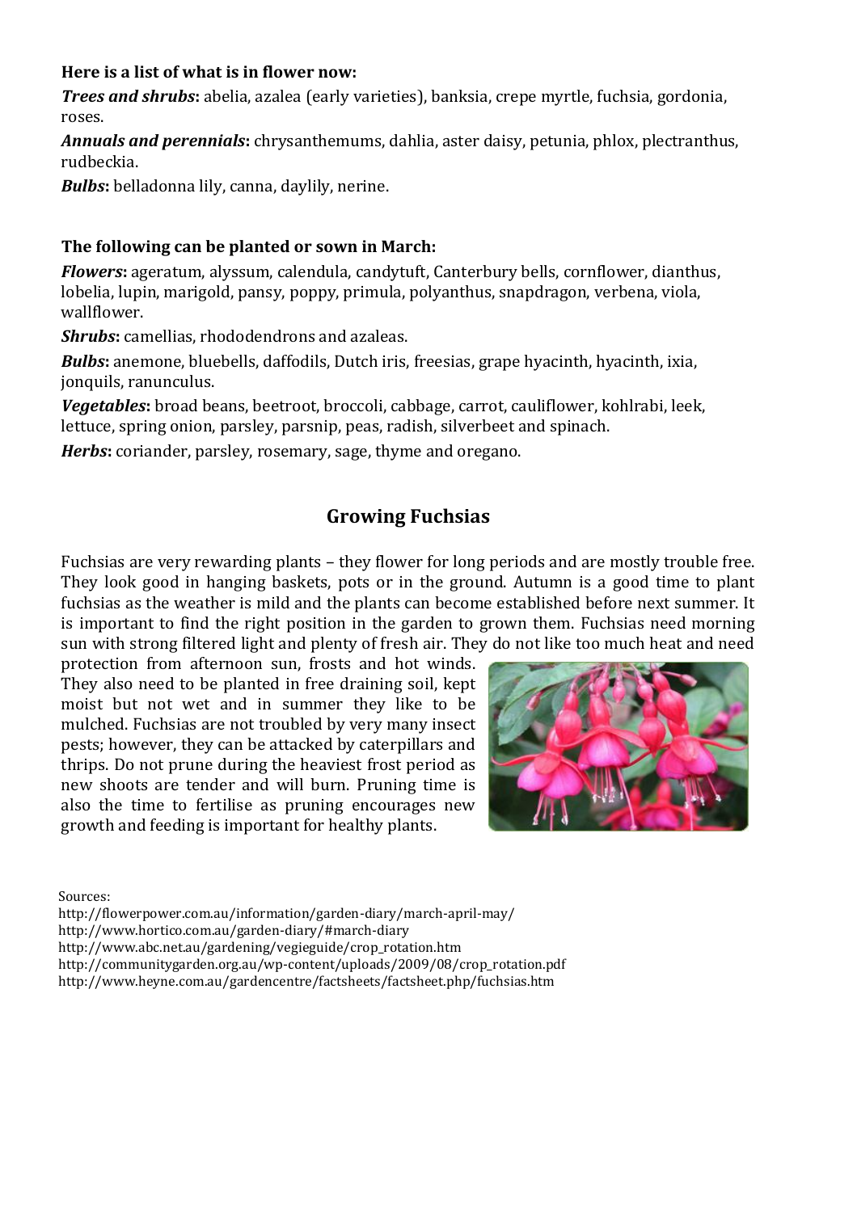**Here is a list of what is in flower now:**

***Trees and shrubs*****:** abelia, azalea (early varieties), banksia, crepe myrtle, fuchsia, gordonia, roses.

***Annuals and perennials*****:** chrysanthemums, dahlia, aster daisy, petunia, phlox, plectranthus, rudbeckia.

***Bulbs*****:** belladonna lily, canna, daylily, nerine.

**The following can be planted or sown in March:**

***Flowers*****:** ageratum, alyssum, calendula, candytuft, Canterbury bells, cornflower, dianthus, lobelia, lupin, marigold, pansy, poppy, primula, polyanthus, snapdragon, verbena, viola, wallflower.

***Shrubs*****:** camellias, rhododendrons and azaleas.

***Bulbs*****:** anemone, bluebells, daffodils, Dutch iris, freesias, grape hyacinth, hyacinth, ixia, jonquils, ranunculus.

***Vegetables*****:** broad beans, beetroot, broccoli, cabbage, carrot, cauliflower, kohlrabi, leek, lettuce, spring onion, parsley, parsnip, peas, radish, silverbeet and spinach.

***Herbs*****:** coriander, parsley, rosemary, sage, thyme and oregano.

## Growing Fuchsias

Fuchsias are very rewarding plants – they flower for long periods and are mostly trouble free. They look good in hanging baskets, pots or in the ground. Autumn is a good time to plant fuchsias as the weather is mild and the plants can become established before next summer. It is important to find the right position in the garden to grown them. Fuchsias need morning sun with strong filtered light and plenty of fresh air. They do not like too much heat and need protection from afternoon sun, frosts and hot winds. They also need to be planted in free draining soil, kept moist but not wet and in summer they like to be mulched. Fuchsias are not troubled by very many insect pests; however, they can be attacked by caterpillars and thrips. Do not prune during the heaviest frost period as new shoots are tender and will burn. Pruning time is also the time to fertilise as pruning encourages new growth and feeding is important for healthy plants.

Sources:
http://flowerpower.com.au/information/garden-diary/march-april-may/
http://www.hortico.com.au/garden-diary/#march-diary
http://www.abc.net.au/gardening/vegieguide/crop_rotation.htm
http://communitygarden.org.au/wp-content/uploads/2009/08/crop_rotation.pdf
http://www.heyne.com.au/gardencentre/factsheets/factsheet.php/fuchsias.htm